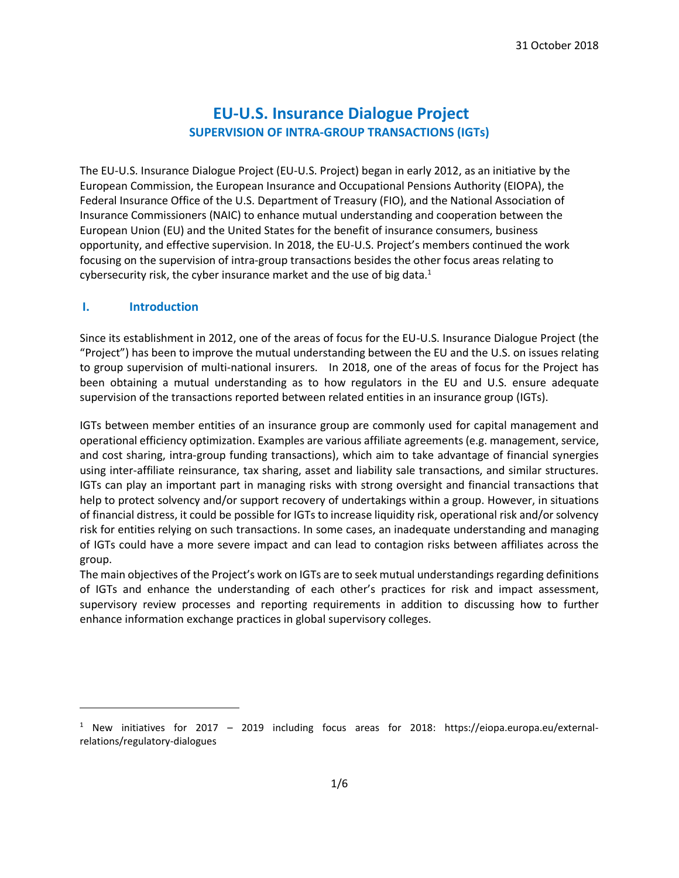31 October 2018

# EU-U.S. Insurance Dialogue Project
## SUPERVISION OF INTRA-GROUP TRANSACTIONS (IGTs)

The EU-U.S. Insurance Dialogue Project (EU-U.S. Project) began in early 2012, as an initiative by the European Commission, the European Insurance and Occupational Pensions Authority (EIOPA), the Federal Insurance Office of the U.S. Department of Treasury (FIO), and the National Association of Insurance Commissioners (NAIC) to enhance mutual understanding and cooperation between the European Union (EU) and the United States for the benefit of insurance consumers, business opportunity, and effective supervision. In 2018, the EU-U.S. Project's members continued the work focusing on the supervision of intra-group transactions besides the other focus areas relating to cybersecurity risk, the cyber insurance market and the use of big data.[1]

## I. Introduction

Since its establishment in 2012, one of the areas of focus for the EU-U.S. Insurance Dialogue Project (the "Project") has been to improve the mutual understanding between the EU and the U.S. on issues relating to group supervision of multi-national insurers. In 2018, one of the areas of focus for the Project has been obtaining a mutual understanding as to how regulators in the EU and U.S. ensure adequate supervision of the transactions reported between related entities in an insurance group (IGTs).

IGTs between member entities of an insurance group are commonly used for capital management and operational efficiency optimization. Examples are various affiliate agreements (e.g. management, service, and cost sharing, intra-group funding transactions), which aim to take advantage of financial synergies using inter-affiliate reinsurance, tax sharing, asset and liability sale transactions, and similar structures. IGTs can play an important part in managing risks with strong oversight and financial transactions that help to protect solvency and/or support recovery of undertakings within a group. However, in situations of financial distress, it could be possible for IGTs to increase liquidity risk, operational risk and/or solvency risk for entities relying on such transactions. In some cases, an inadequate understanding and managing of IGTs could have a more severe impact and can lead to contagion risks between affiliates across the group.

The main objectives of the Project's work on IGTs are to seek mutual understandings regarding definitions of IGTs and enhance the understanding of each other's practices for risk and impact assessment, supervisory review processes and reporting requirements in addition to discussing how to further enhance information exchange practices in global supervisory colleges.

[1] New initiatives for 2017 – 2019 including focus areas for 2018: https://eiopa.europa.eu/external-relations/regulatory-dialogues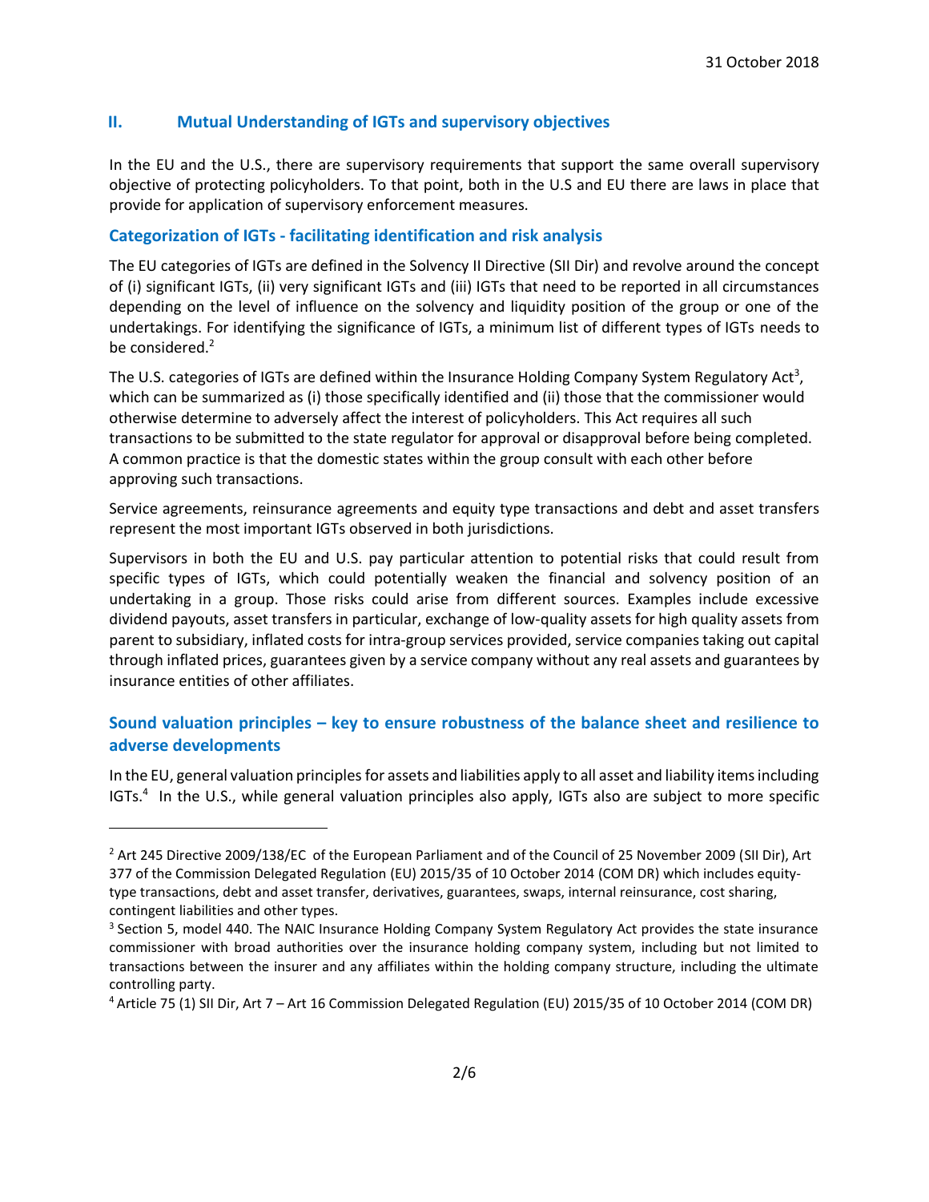## II. Mutual Understanding of IGTs and supervisory objectives

In the EU and the U.S., there are supervisory requirements that support the same overall supervisory objective of protecting policyholders. To that point, both in the U.S and EU there are laws in place that provide for application of supervisory enforcement measures.

### Categorization of IGTs - facilitating identification and risk analysis

The EU categories of IGTs are defined in the Solvency II Directive (SII Dir) and revolve around the concept of (i) significant IGTs, (ii) very significant IGTs and (iii) IGTs that need to be reported in all circumstances depending on the level of influence on the solvency and liquidity position of the group or one of the undertakings. For identifying the significance of IGTs, a minimum list of different types of IGTs needs to be considered.[2]

The U.S. categories of IGTs are defined within the Insurance Holding Company System Regulatory Act[3], which can be summarized as (i) those specifically identified and (ii) those that the commissioner would otherwise determine to adversely affect the interest of policyholders. This Act requires all such transactions to be submitted to the state regulator for approval or disapproval before being completed. A common practice is that the domestic states within the group consult with each other before approving such transactions.

Service agreements, reinsurance agreements and equity type transactions and debt and asset transfers represent the most important IGTs observed in both jurisdictions.

Supervisors in both the EU and U.S. pay particular attention to potential risks that could result from specific types of IGTs, which could potentially weaken the financial and solvency position of an undertaking in a group. Those risks could arise from different sources. Examples include excessive dividend payouts, asset transfers in particular, exchange of low-quality assets for high quality assets from parent to subsidiary, inflated costs for intra-group services provided, service companies taking out capital through inflated prices, guarantees given by a service company without any real assets and guarantees by insurance entities of other affiliates.

### Sound valuation principles – key to ensure robustness of the balance sheet and resilience to adverse developments

In the EU, general valuation principles for assets and liabilities apply to all asset and liability items including IGTs.[4] In the U.S., while general valuation principles also apply, IGTs also are subject to more specific

---

[2] Art 245 Directive 2009/138/EC of the European Parliament and of the Council of 25 November 2009 (SII Dir), Art 377 of the Commission Delegated Regulation (EU) 2015/35 of 10 October 2014 (COM DR) which includes equity-type transactions, debt and asset transfer, derivatives, guarantees, swaps, internal reinsurance, cost sharing, contingent liabilities and other types.

[3] Section 5, model 440. The NAIC Insurance Holding Company System Regulatory Act provides the state insurance commissioner with broad authorities over the insurance holding company system, including but not limited to transactions between the insurer and any affiliates within the holding company structure, including the ultimate controlling party.

[4] Article 75 (1) SII Dir, Art 7 – Art 16 Commission Delegated Regulation (EU) 2015/35 of 10 October 2014 (COM DR)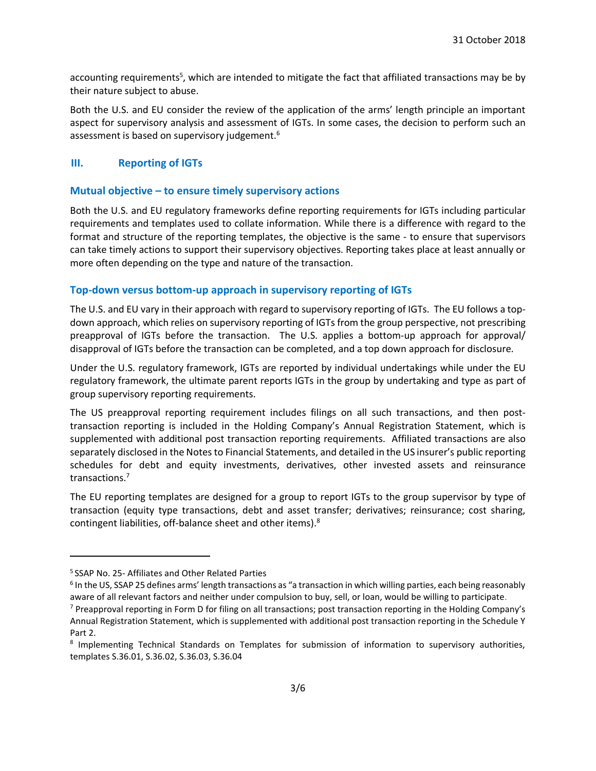accounting requirements[5], which are intended to mitigate the fact that affiliated transactions may be by their nature subject to abuse.

Both the U.S. and EU consider the review of the application of the arms' length principle an important aspect for supervisory analysis and assessment of IGTs. In some cases, the decision to perform such an assessment is based on supervisory judgement.[6]

## III. Reporting of IGTs

### Mutual objective – to ensure timely supervisory actions

Both the U.S. and EU regulatory frameworks define reporting requirements for IGTs including particular requirements and templates used to collate information. While there is a difference with regard to the format and structure of the reporting templates, the objective is the same - to ensure that supervisors can take timely actions to support their supervisory objectives. Reporting takes place at least annually or more often depending on the type and nature of the transaction.

### Top-down versus bottom-up approach in supervisory reporting of IGTs

The U.S. and EU vary in their approach with regard to supervisory reporting of IGTs. The EU follows a top-down approach, which relies on supervisory reporting of IGTs from the group perspective, not prescribing preapproval of IGTs before the transaction. The U.S. applies a bottom-up approach for approval/ disapproval of IGTs before the transaction can be completed, and a top down approach for disclosure.

Under the U.S. regulatory framework, IGTs are reported by individual undertakings while under the EU regulatory framework, the ultimate parent reports IGTs in the group by undertaking and type as part of group supervisory reporting requirements.

The US preapproval reporting requirement includes filings on all such transactions, and then post-transaction reporting is included in the Holding Company's Annual Registration Statement, which is supplemented with additional post transaction reporting requirements. Affiliated transactions are also separately disclosed in the Notes to Financial Statements, and detailed in the US insurer's public reporting schedules for debt and equity investments, derivatives, other invested assets and reinsurance transactions.[7]

The EU reporting templates are designed for a group to report IGTs to the group supervisor by type of transaction (equity type transactions, debt and asset transfer; derivatives; reinsurance; cost sharing, contingent liabilities, off-balance sheet and other items).[8]

---

[5] SSAP No. 25- Affiliates and Other Related Parties

[6] In the US, SSAP 25 defines arms' length transactions as "a transaction in which willing parties, each being reasonably aware of all relevant factors and neither under compulsion to buy, sell, or loan, would be willing to participate.

[7] Preapproval reporting in Form D for filing on all transactions; post transaction reporting in the Holding Company's Annual Registration Statement, which is supplemented with additional post transaction reporting in the Schedule Y Part 2.

[8] Implementing Technical Standards on Templates for submission of information to supervisory authorities, templates S.36.01, S.36.02, S.36.03, S.36.04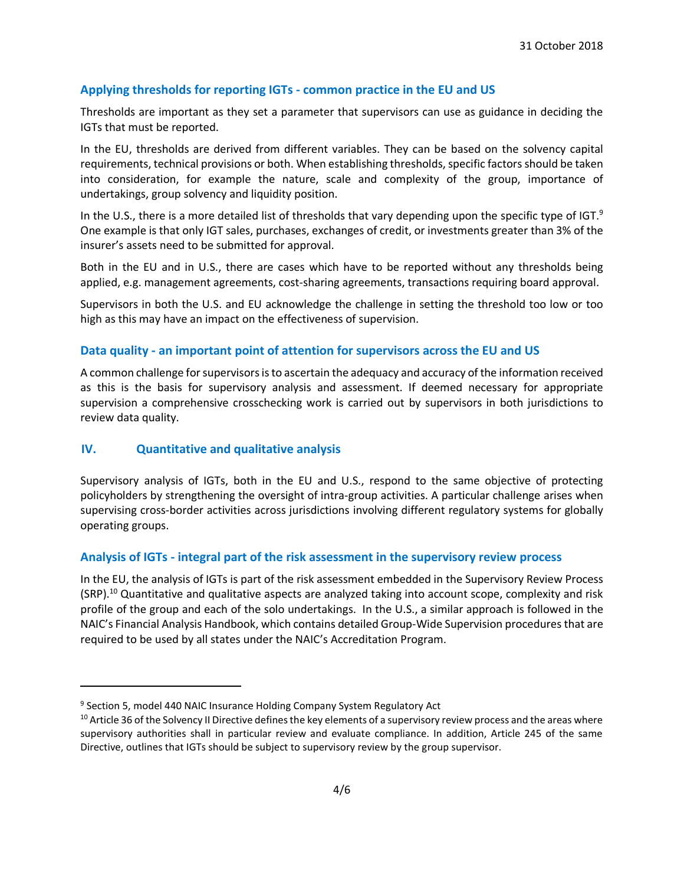### Applying thresholds for reporting IGTs - common practice in the EU and US

Thresholds are important as they set a parameter that supervisors can use as guidance in deciding the IGTs that must be reported.

In the EU, thresholds are derived from different variables. They can be based on the solvency capital requirements, technical provisions or both. When establishing thresholds, specific factors should be taken into consideration, for example the nature, scale and complexity of the group, importance of undertakings, group solvency and liquidity position.

In the U.S., there is a more detailed list of thresholds that vary depending upon the specific type of IGT.[9] One example is that only IGT sales, purchases, exchanges of credit, or investments greater than 3% of the insurer's assets need to be submitted for approval.

Both in the EU and in U.S., there are cases which have to be reported without any thresholds being applied, e.g. management agreements, cost-sharing agreements, transactions requiring board approval.

Supervisors in both the U.S. and EU acknowledge the challenge in setting the threshold too low or too high as this may have an impact on the effectiveness of supervision.

### Data quality - an important point of attention for supervisors across the EU and US

A common challenge for supervisors is to ascertain the adequacy and accuracy of the information received as this is the basis for supervisory analysis and assessment. If deemed necessary for appropriate supervision a comprehensive crosschecking work is carried out by supervisors in both jurisdictions to review data quality.

## IV. Quantitative and qualitative analysis

Supervisory analysis of IGTs, both in the EU and U.S., respond to the same objective of protecting policyholders by strengthening the oversight of intra-group activities. A particular challenge arises when supervising cross-border activities across jurisdictions involving different regulatory systems for globally operating groups.

### Analysis of IGTs - integral part of the risk assessment in the supervisory review process

In the EU, the analysis of IGTs is part of the risk assessment embedded in the Supervisory Review Process (SRP).[10] Quantitative and qualitative aspects are analyzed taking into account scope, complexity and risk profile of the group and each of the solo undertakings. In the U.S., a similar approach is followed in the NAIC's Financial Analysis Handbook, which contains detailed Group-Wide Supervision procedures that are required to be used by all states under the NAIC's Accreditation Program.

---

[9] Section 5, model 440 NAIC Insurance Holding Company System Regulatory Act

[10] Article 36 of the Solvency II Directive defines the key elements of a supervisory review process and the areas where supervisory authorities shall in particular review and evaluate compliance. In addition, Article 245 of the same Directive, outlines that IGTs should be subject to supervisory review by the group supervisor.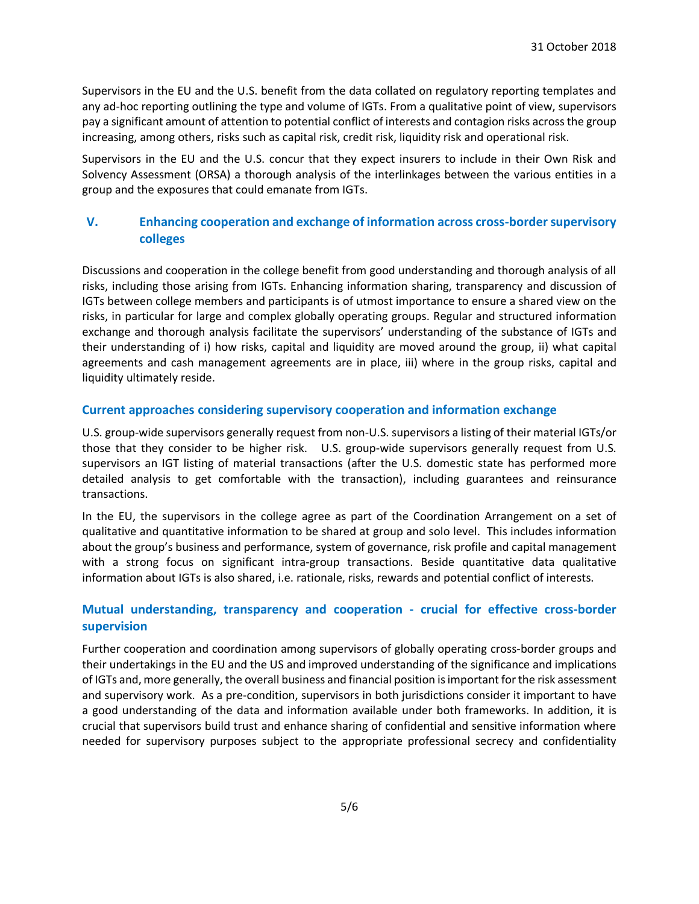Supervisors in the EU and the U.S. benefit from the data collated on regulatory reporting templates and any ad-hoc reporting outlining the type and volume of IGTs. From a qualitative point of view, supervisors pay a significant amount of attention to potential conflict of interests and contagion risks across the group increasing, among others, risks such as capital risk, credit risk, liquidity risk and operational risk.

Supervisors in the EU and the U.S. concur that they expect insurers to include in their Own Risk and Solvency Assessment (ORSA) a thorough analysis of the interlinkages between the various entities in a group and the exposures that could emanate from IGTs.

## V. Enhancing cooperation and exchange of information across cross-border supervisory colleges

Discussions and cooperation in the college benefit from good understanding and thorough analysis of all risks, including those arising from IGTs. Enhancing information sharing, transparency and discussion of IGTs between college members and participants is of utmost importance to ensure a shared view on the risks, in particular for large and complex globally operating groups. Regular and structured information exchange and thorough analysis facilitate the supervisors' understanding of the substance of IGTs and their understanding of i) how risks, capital and liquidity are moved around the group, ii) what capital agreements and cash management agreements are in place, iii) where in the group risks, capital and liquidity ultimately reside.

### Current approaches considering supervisory cooperation and information exchange

U.S. group-wide supervisors generally request from non-U.S. supervisors a listing of their material IGTs/or those that they consider to be higher risk. U.S. group-wide supervisors generally request from U.S. supervisors an IGT listing of material transactions (after the U.S. domestic state has performed more detailed analysis to get comfortable with the transaction), including guarantees and reinsurance transactions.

In the EU, the supervisors in the college agree as part of the Coordination Arrangement on a set of qualitative and quantitative information to be shared at group and solo level. This includes information about the group's business and performance, system of governance, risk profile and capital management with a strong focus on significant intra-group transactions. Beside quantitative data qualitative information about IGTs is also shared, i.e. rationale, risks, rewards and potential conflict of interests.

### Mutual understanding, transparency and cooperation - crucial for effective cross-border supervision

Further cooperation and coordination among supervisors of globally operating cross-border groups and their undertakings in the EU and the US and improved understanding of the significance and implications of IGTs and, more generally, the overall business and financial position is important for the risk assessment and supervisory work. As a pre-condition, supervisors in both jurisdictions consider it important to have a good understanding of the data and information available under both frameworks. In addition, it is crucial that supervisors build trust and enhance sharing of confidential and sensitive information where needed for supervisory purposes subject to the appropriate professional secrecy and confidentiality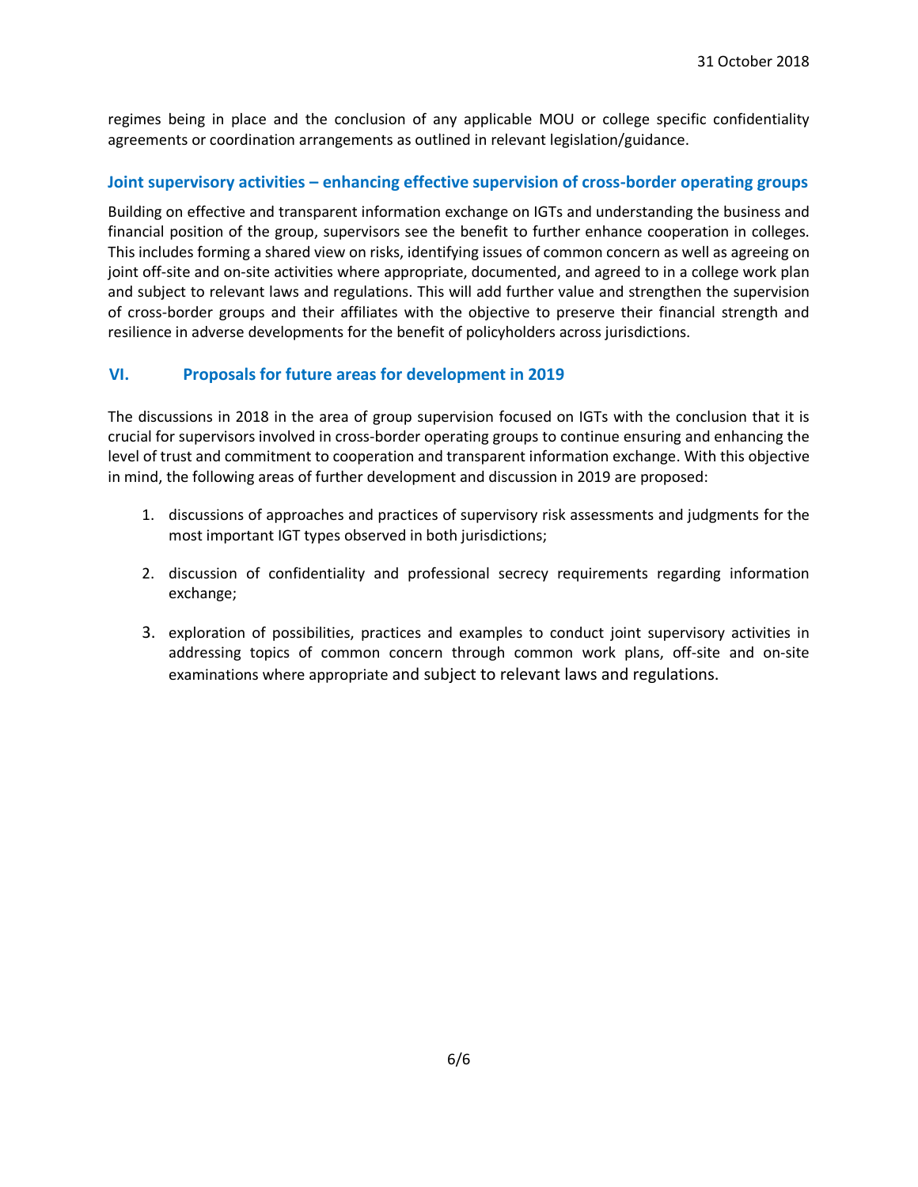regimes being in place and the conclusion of any applicable MOU or college specific confidentiality agreements or coordination arrangements as outlined in relevant legislation/guidance.

### Joint supervisory activities – enhancing effective supervision of cross-border operating groups

Building on effective and transparent information exchange on IGTs and understanding the business and financial position of the group, supervisors see the benefit to further enhance cooperation in colleges. This includes forming a shared view on risks, identifying issues of common concern as well as agreeing on joint off-site and on-site activities where appropriate, documented, and agreed to in a college work plan and subject to relevant laws and regulations. This will add further value and strengthen the supervision of cross-border groups and their affiliates with the objective to preserve their financial strength and resilience in adverse developments for the benefit of policyholders across jurisdictions.

## VI. Proposals for future areas for development in 2019

The discussions in 2018 in the area of group supervision focused on IGTs with the conclusion that it is crucial for supervisors involved in cross-border operating groups to continue ensuring and enhancing the level of trust and commitment to cooperation and transparent information exchange. With this objective in mind, the following areas of further development and discussion in 2019 are proposed:

1. discussions of approaches and practices of supervisory risk assessments and judgments for the most important IGT types observed in both jurisdictions;

2. discussion of confidentiality and professional secrecy requirements regarding information exchange;

3. exploration of possibilities, practices and examples to conduct joint supervisory activities in addressing topics of common concern through common work plans, off-site and on-site examinations where appropriate and subject to relevant laws and regulations.